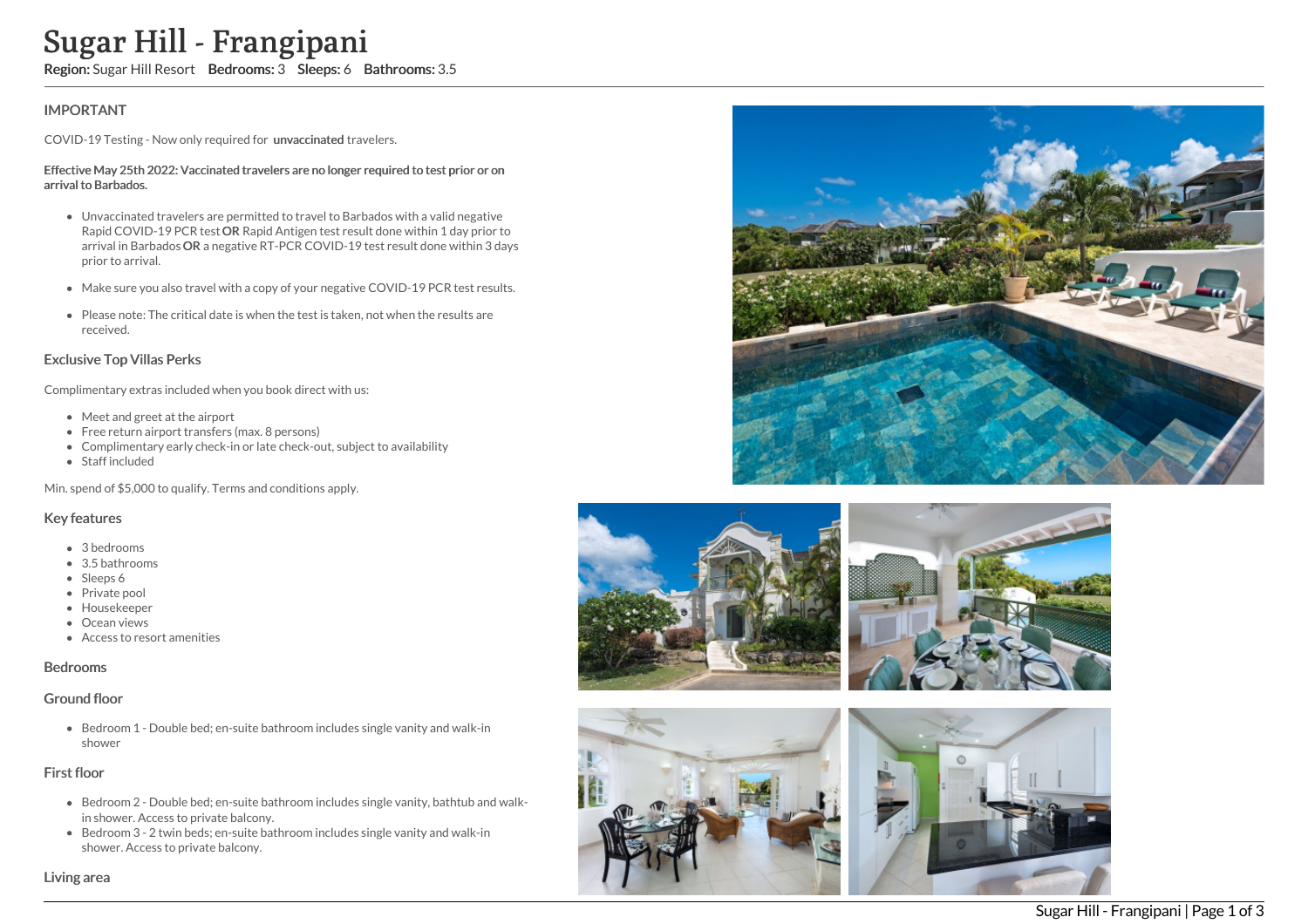# Sugar Hill - Frangipani

**Region:** Sugar Hill Resort **Bedrooms:** 3 **Sleeps:** 6 **Bathrooms:** 3.5

## IMPORTANT

COVID-19 Testing - Now only required for **unvaccinated** travelers.

**Effective May 25th 2022: Vaccinated travelers are no longer required to test prior or on arrival to Barbados.**

- Unvaccinated travelers are permitted to travel to Barbados with a valid negative Rapid COVID-19 PCR test **OR** Rapid Antigen test result done within 1 day prior to arrival in Barbados **OR** a negative RT-PCR COVID-19 test result done within 3 days prior to arrival.
- Make sure you also travel with a copy of your negative COVID-19 PCR test results.
- Please note: The critical date is when the test is taken, not when the results are received.

## Exclusive Top Villas Perks

Complimentary extras included when you book direct with us:

- Meet and greet at the airport
- Free return airport transfers (max. 8 persons)
- Complimentary early check-in or late check-out, subject to availability
- Staff included

Min. spend of $5,000 to qualify. Terms and conditions apply.

## Key features

- 3 bedrooms
- 3.5 bathrooms
- Sleeps 6
- Private pool
- Housekeeper
- Ocean views
- Access to resort amenities

## Bedrooms

### Ground floor

- Bedroom 1 - Double bed; en-suite bathroom includes single vanity and walk-in shower

### First floor

- Bedroom 2 - Double bed; en-suite bathroom includes single vanity, bathtub and walk-in shower. Access to private balcony.
- Bedroom 3 - 2 twin beds; en-suite bathroom includes single vanity and walk-in shower. Access to private balcony.

## Living area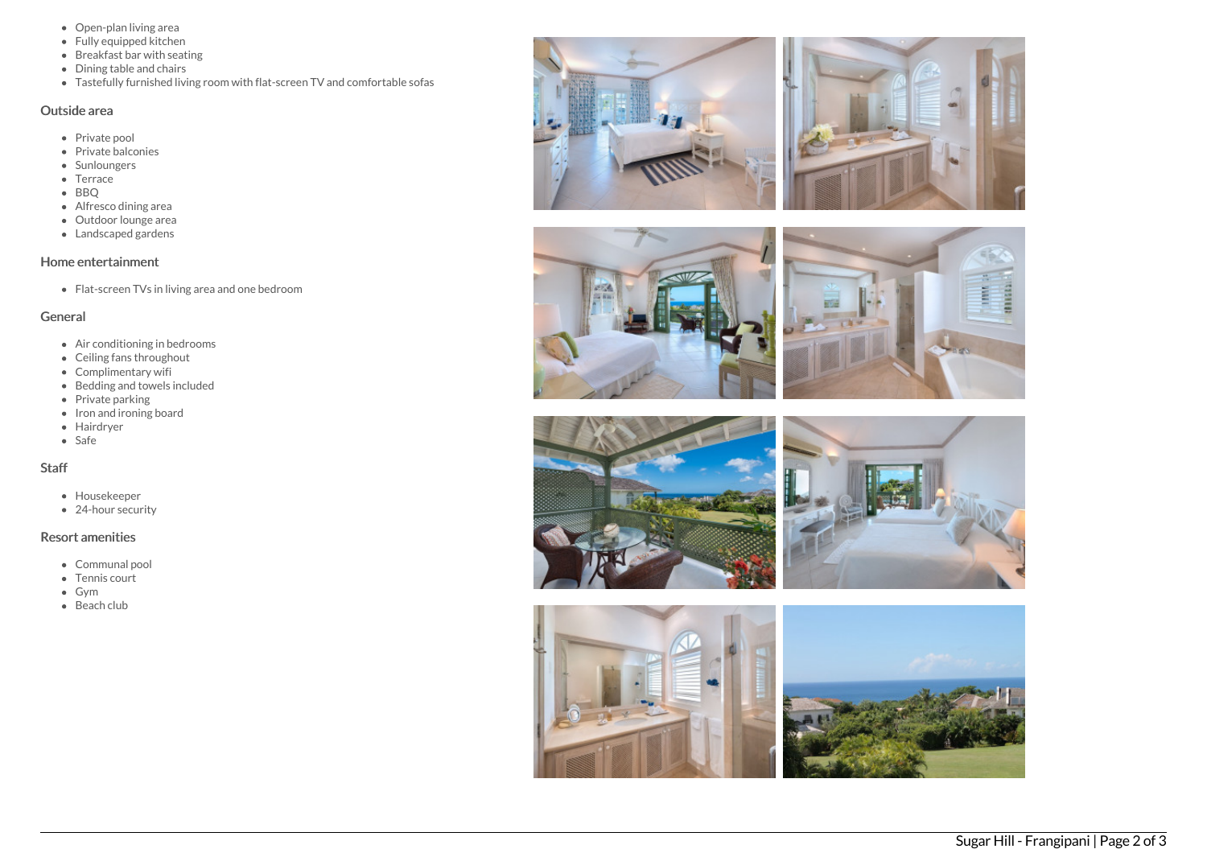- Open-plan living area
- Fully equipped kitchen
- Breakfast bar with seating
- Dining table and chairs
- Tastefully furnished living room with flat-screen TV and comfortable sofas

### Outside area

- Private pool
- Private balconies
- Sunloungers
- Terrace
- BBQ
- Alfresco dining area
- Outdoor lounge area
- Landscaped gardens

### Home entertainment

- Flat-screen TVs in living area and one bedroom

### General

- Air conditioning in bedrooms
- Ceiling fans throughout
- Complimentary wifi
- Bedding and towels included
- Private parking
- Iron and ironing board
- Hairdryer
- Safe

### Staff

- Housekeeper
- 24-hour security

### Resort amenities

- Communal pool
- Tennis court
- Gym
- Beach club